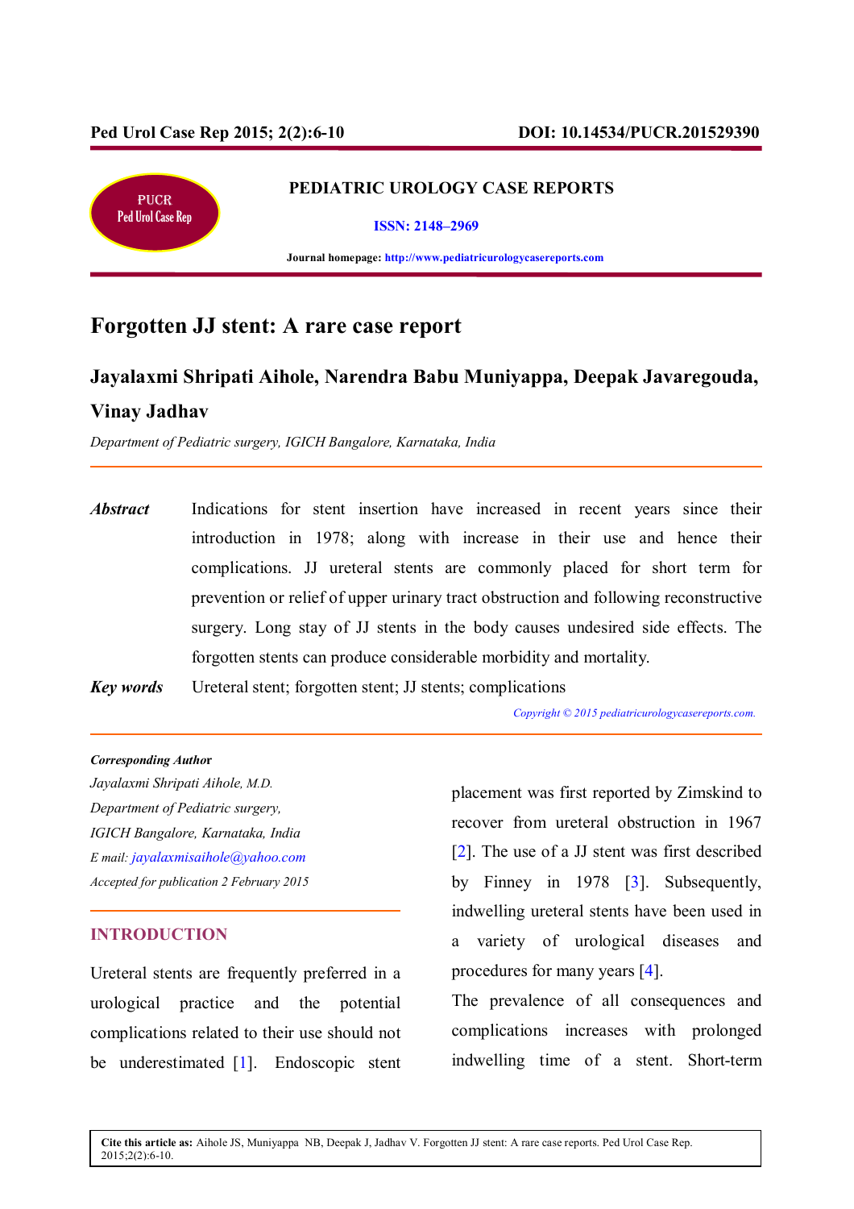PEDIATRIC UROLOGY CASE REPORTS

ISSN: 2148–2969

Journal homepage: http://www.pediatricurologycasereports.com

# Forgotten JJ stent: A rare case report

**Jayalaxmi Shripati Aihole, Narendra Babu Muniyappa, Deepak Javaregouda, Vinay Jadhav**

*Department of Pediatric surgery, IGICH Bangalore, Karnataka, India*

***Abstract*** Indications for stent insertion have increased in recent years since their introduction in 1978; along with increase in their use and hence their complications. JJ ureteral stents are commonly placed for short term for prevention or relief of upper urinary tract obstruction and following reconstructive surgery. Long stay of JJ stents in the body causes undesired side effects. The forgotten stents can produce considerable morbidity and mortality.

***Key words*** Ureteral stent; forgotten stent; JJ stents; complications

*Copyright © 2015 pediatricurologycasereports.com.*

***Corresponding Author***
*Jayalaxmi Shripati Aihole, M.D.*
*Department of Pediatric surgery,*
*IGICH Bangalore, Karnataka, India*
*E mail: jayalaxmisaihole@yahoo.com*
*Accepted for publication 2 February 2015*

## INTRODUCTION

Ureteral stents are frequently preferred in a urological practice and the potential complications related to their use should not be underestimated [1]. Endoscopic stent placement was first reported by Zimskind to recover from ureteral obstruction in 1967 [2]. The use of a JJ stent was first described by Finney in 1978 [3]. Subsequently, indwelling ureteral stents have been used in a variety of urological diseases and procedures for many years [4].

The prevalence of all consequences and complications increases with prolonged indwelling time of a stent. Short-term

**Cite this article as:** Aihole JS, Muniyappa NB, Deepak J, Jadhav V. Forgotten JJ stent: A rare case reports. Ped Urol Case Rep. 2015;2(2):6-10.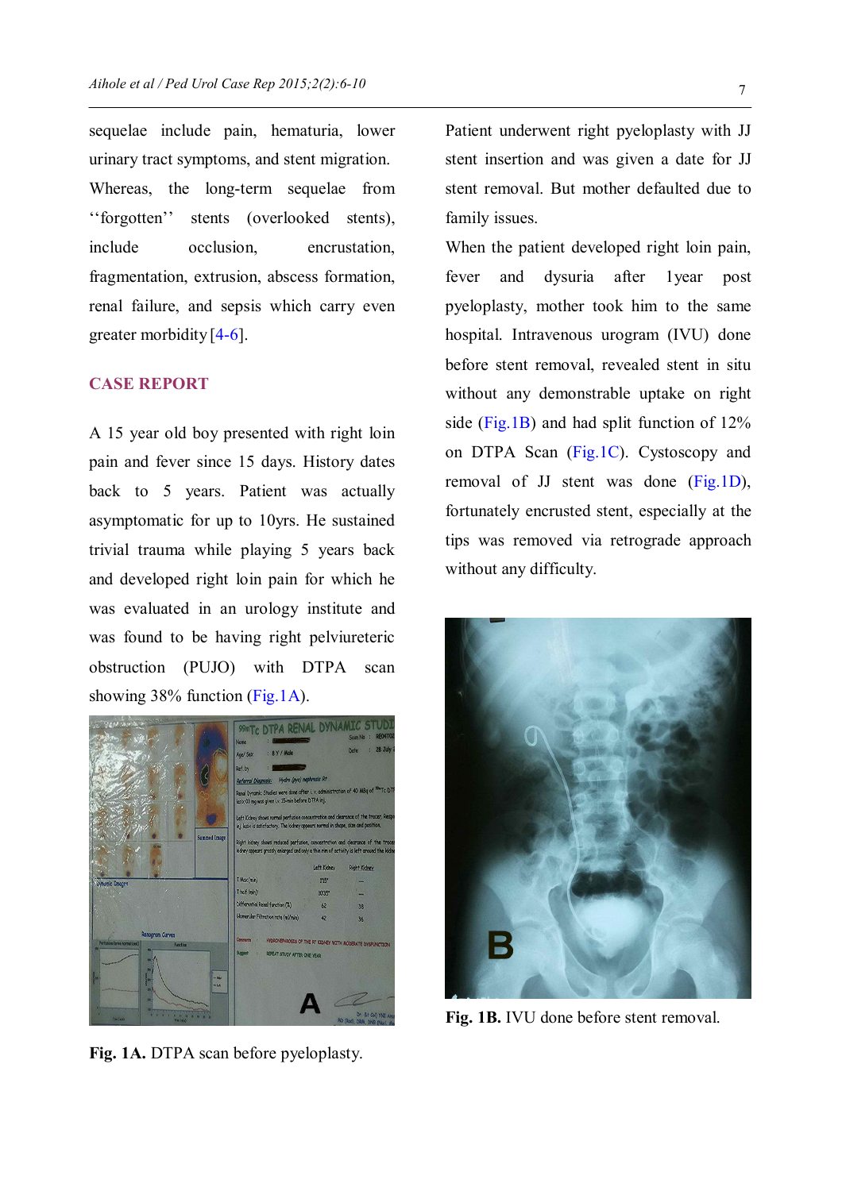sequelae include pain, hematuria, lower urinary tract symptoms, and stent migration. Whereas, the long-term sequelae from ''forgotten'' stents (overlooked stents), include occlusion, encrustation, fragmentation, extrusion, abscess formation, renal failure, and sepsis which carry even greater morbidity [4-6].

## CASE REPORT

A 15 year old boy presented with right loin pain and fever since 15 days. History dates back to 5 years. Patient was actually asymptomatic for up to 10yrs. He sustained trivial trauma while playing 5 years back and developed right loin pain for which he was evaluated in an urology institute and was found to be having right pelviureteric obstruction (PUJO) with DTPA scan showing 38% function (Fig.1A).

**Fig. 1A.** DTPA scan before pyeloplasty.

Patient underwent right pyeloplasty with JJ stent insertion and was given a date for JJ stent removal. But mother defaulted due to family issues.

When the patient developed right loin pain, fever and dysuria after 1year post pyeloplasty, mother took him to the same hospital. Intravenous urogram (IVU) done before stent removal, revealed stent in situ without any demonstrable uptake on right side (Fig.1B) and had split function of 12% on DTPA Scan (Fig.1C). Cystoscopy and removal of JJ stent was done (Fig.1D), fortunately encrusted stent, especially at the tips was removed via retrograde approach without any difficulty.

**Fig. 1B.** IVU done before stent removal.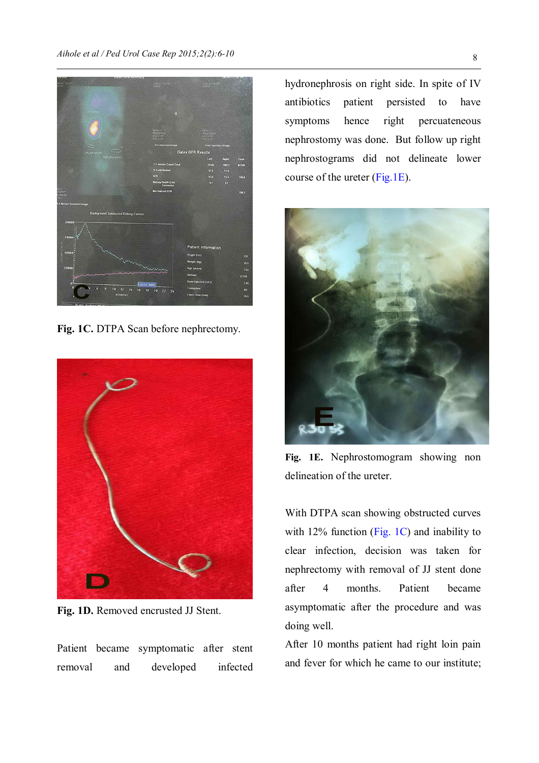Fig. 1C. DTPA Scan before nephrectomy.

Fig. 1D. Removed encrusted JJ Stent.

Patient became symptomatic after stent removal and developed infected hydronephrosis on right side. In spite of IV antibiotics patient persisted to have symptoms hence right percuateneous nephrostomy was done. But follow up right nephrostograms did not delineate lower course of the ureter (Fig.1E).

Fig. 1E. Nephrostomogram showing non delineation of the ureter.

With DTPA scan showing obstructed curves with 12% function (Fig. 1C) and inability to clear infection, decision was taken for nephrectomy with removal of JJ stent done after 4 months. Patient became asymptomatic after the procedure and was doing well.

After 10 months patient had right loin pain and fever for which he came to our institute;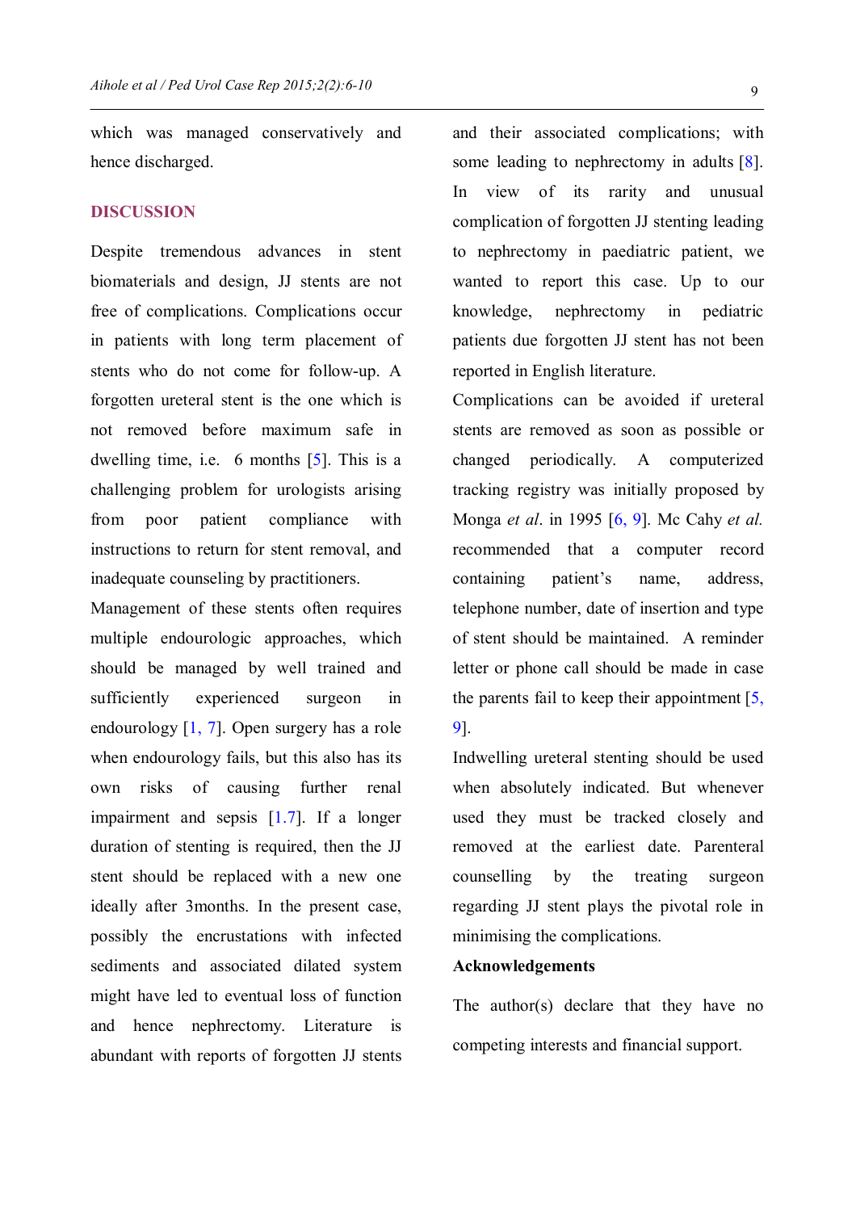which was managed conservatively and hence discharged.

## DISCUSSION

Despite tremendous advances in stent biomaterials and design, JJ stents are not free of complications. Complications occur in patients with long term placement of stents who do not come for follow-up. A forgotten ureteral stent is the one which is not removed before maximum safe in dwelling time, i.e. 6 months [5]. This is a challenging problem for urologists arising from poor patient compliance with instructions to return for stent removal, and inadequate counseling by practitioners.

Management of these stents often requires multiple endourologic approaches, which should be managed by well trained and sufficiently experienced surgeon in endourology [1, 7]. Open surgery has a role when endourology fails, but this also has its own risks of causing further renal impairment and sepsis [1.7]. If a longer duration of stenting is required, then the JJ stent should be replaced with a new one ideally after 3months. In the present case, possibly the encrustations with infected sediments and associated dilated system might have led to eventual loss of function and hence nephrectomy. Literature is abundant with reports of forgotten JJ stents and their associated complications; with some leading to nephrectomy in adults [8]. In view of its rarity and unusual complication of forgotten JJ stenting leading to nephrectomy in paediatric patient, we wanted to report this case. Up to our knowledge, nephrectomy in pediatric patients due forgotten JJ stent has not been reported in English literature.

Complications can be avoided if ureteral stents are removed as soon as possible or changed periodically. A computerized tracking registry was initially proposed by Monga *et al*. in 1995 [6, 9]. Mc Cahy *et al.* recommended that a computer record containing patient's name, address, telephone number, date of insertion and type of stent should be maintained. A reminder letter or phone call should be made in case the parents fail to keep their appointment [5, 9].

Indwelling ureteral stenting should be used when absolutely indicated. But whenever used they must be tracked closely and removed at the earliest date. Parenteral counselling by the treating surgeon regarding JJ stent plays the pivotal role in minimising the complications.

**Acknowledgements**

The author(s) declare that they have no competing interests and financial support.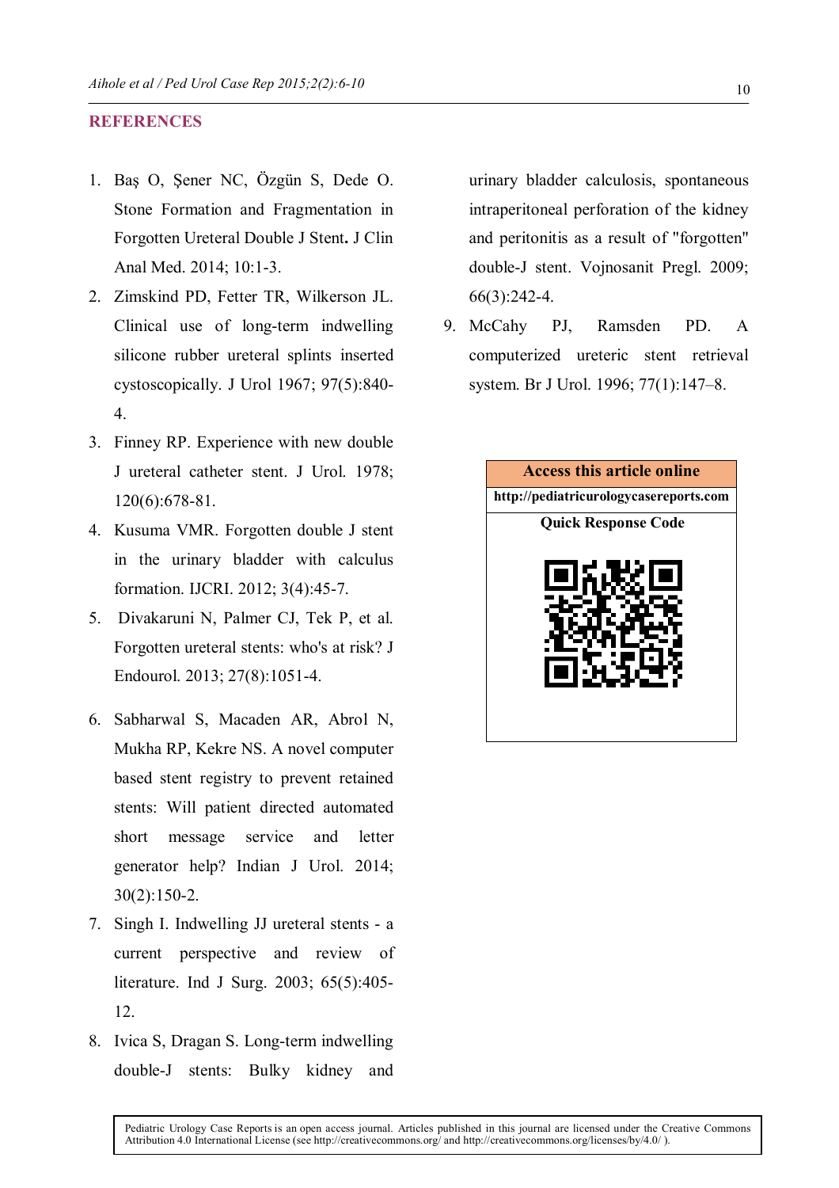## REFERENCES

1. Baş O, Şener NC, Özgün S, Dede O. Stone Formation and Fragmentation in Forgotten Ureteral Double J Stent**.** J Clin Anal Med. 2014; 10:1-3.
2. Zimskind PD, Fetter TR, Wilkerson JL. Clinical use of long-term indwelling silicone rubber ureteral splints inserted cystoscopically. J Urol 1967; 97(5):840-4.
3. Finney RP. Experience with new double J ureteral catheter stent. J Urol. 1978; 120(6):678-81.
4. Kusuma VMR. Forgotten double J stent in the urinary bladder with calculus formation. IJCRI. 2012; 3(4):45-7.
5. Divakaruni N, Palmer CJ, Tek P, et al. Forgotten ureteral stents: who's at risk? J Endourol. 2013; 27(8):1051-4.
6. Sabharwal S, Macaden AR, Abrol N, Mukha RP, Kekre NS. A novel computer based stent registry to prevent retained stents: Will patient directed automated short message service and letter generator help? Indian J Urol. 2014; 30(2):150-2.
7. Singh I. Indwelling JJ ureteral stents - a current perspective and review of literature. Ind J Surg. 2003; 65(5):405-12.
8. Ivica S, Dragan S. Long-term indwelling double-J stents: Bulky kidney and urinary bladder calculosis, spontaneous intraperitoneal perforation of the kidney and peritonitis as a result of "forgotten" double-J stent. Vojnosanit Pregl. 2009; 66(3):242-4.
9. McCahy PJ, Ramsden PD. A computerized ureteric stent retrieval system. Br J Urol. 1996; 77(1):147–8.

| **Access this article online** |
| --- |
| **http://pediatricurologycasereports.com** |
| **Quick Response Code** |

Pediatric Urology Case Reports is an open access journal. Articles published in this journal are licensed under the Creative Commons Attribution 4.0 International License (see http://creativecommons.org/ and http://creativecommons.org/licenses/by/4.0/ ).